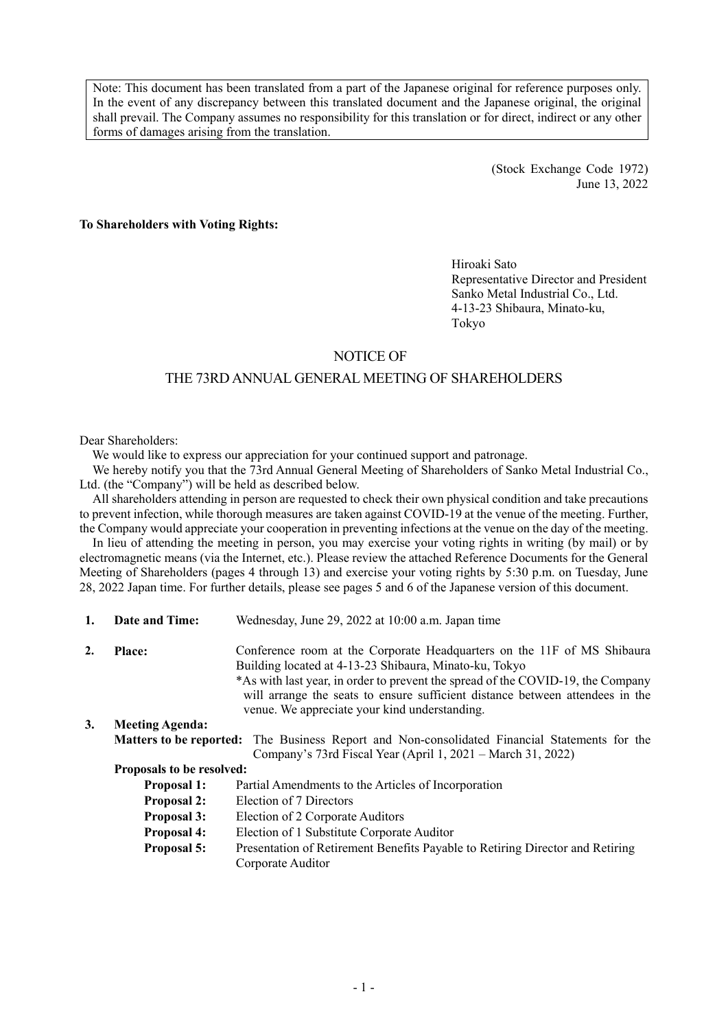> Note: This document has been translated from a part of the Japanese original for reference purposes only. In the event of any discrepancy between this translated document and the Japanese original, the original shall prevail. The Company assumes no responsibility for this translation or for direct, indirect or any other forms of damages arising from the translation.

(Stock Exchange Code 1972)
June 13, 2022

**To Shareholders with Voting Rights:**

Hiroaki Sato
Representative Director and President
Sanko Metal Industrial Co., Ltd.
4-13-23 Shibaura, Minato-ku,
Tokyo

# NOTICE OF THE 73RD ANNUAL GENERAL MEETING OF SHAREHOLDERS

Dear Shareholders:

We would like to express our appreciation for your continued support and patronage.

We hereby notify you that the 73rd Annual General Meeting of Shareholders of Sanko Metal Industrial Co., Ltd. (the "Company") will be held as described below.

All shareholders attending in person are requested to check their own physical condition and take precautions to prevent infection, while thorough measures are taken against COVID-19 at the venue of the meeting. Further, the Company would appreciate your cooperation in preventing infections at the venue on the day of the meeting.

In lieu of attending the meeting in person, you may exercise your voting rights in writing (by mail) or by electromagnetic means (via the Internet, etc.). Please review the attached Reference Documents for the General Meeting of Shareholders (pages 4 through 13) and exercise your voting rights by 5:30 p.m. on Tuesday, June 28, 2022 Japan time. For further details, please see pages 5 and 6 of the Japanese version of this document.

1. **Date and Time:** Wednesday, June 29, 2022 at 10:00 a.m. Japan time

2. **Place:** Conference room at the Corporate Headquarters on the 11F of MS Shibaura Building located at 4-13-23 Shibaura, Minato-ku, Tokyo
   *As with last year, in order to prevent the spread of the COVID-19, the Company will arrange the seats to ensure sufficient distance between attendees in the venue. We appreciate your kind understanding.

3. **Meeting Agenda:**

   **Matters to be reported:** The Business Report and Non-consolidated Financial Statements for the Company's 73rd Fiscal Year (April 1, 2021 – March 31, 2022)

   **Proposals to be resolved:**

   - **Proposal 1:** Partial Amendments to the Articles of Incorporation
   - **Proposal 2:** Election of 7 Directors
   - **Proposal 3:** Election of 2 Corporate Auditors
   - **Proposal 4:** Election of 1 Substitute Corporate Auditor
   - **Proposal 5:** Presentation of Retirement Benefits Payable to Retiring Director and Retiring Corporate Auditor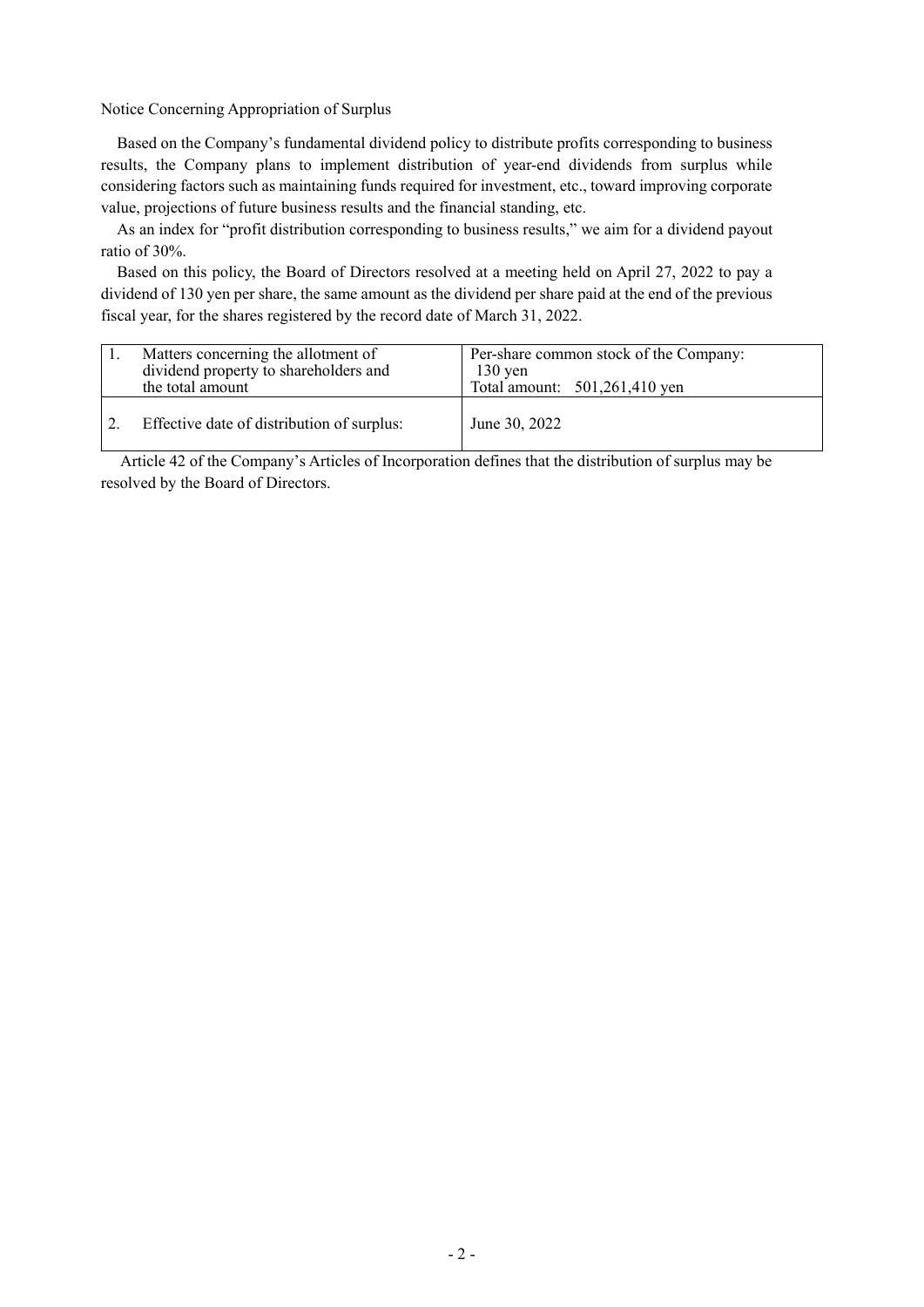Notice Concerning Appropriation of Surplus

Based on the Company's fundamental dividend policy to distribute profits corresponding to business results, the Company plans to implement distribution of year-end dividends from surplus while considering factors such as maintaining funds required for investment, etc., toward improving corporate value, projections of future business results and the financial standing, etc.

As an index for "profit distribution corresponding to business results," we aim for a dividend payout ratio of 30%.

Based on this policy, the Board of Directors resolved at a meeting held on April 27, 2022 to pay a dividend of 130 yen per share, the same amount as the dividend per share paid at the end of the previous fiscal year, for the shares registered by the record date of March 31, 2022.

| | | |
|---|---|---|
| 1. | Matters concerning the allotment of dividend property to shareholders and the total amount | Per-share common stock of the Company: 130 yen<br>Total amount: 501,261,410 yen |
| 2. | Effective date of distribution of surplus: | June 30, 2022 |

Article 42 of the Company's Articles of Incorporation defines that the distribution of surplus may be resolved by the Board of Directors.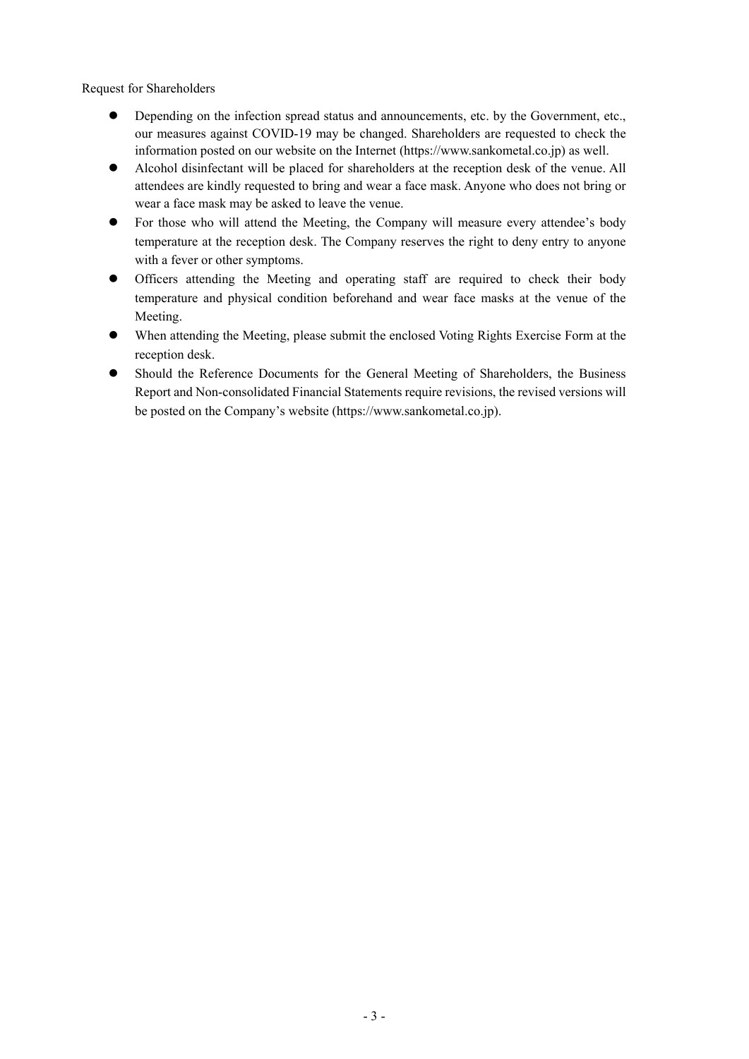Request for Shareholders

- Depending on the infection spread status and announcements, etc. by the Government, etc., our measures against COVID-19 may be changed. Shareholders are requested to check the information posted on our website on the Internet (https://www.sankometal.co.jp) as well.
- Alcohol disinfectant will be placed for shareholders at the reception desk of the venue. All attendees are kindly requested to bring and wear a face mask. Anyone who does not bring or wear a face mask may be asked to leave the venue.
- For those who will attend the Meeting, the Company will measure every attendee's body temperature at the reception desk. The Company reserves the right to deny entry to anyone with a fever or other symptoms.
- Officers attending the Meeting and operating staff are required to check their body temperature and physical condition beforehand and wear face masks at the venue of the Meeting.
- When attending the Meeting, please submit the enclosed Voting Rights Exercise Form at the reception desk.
- Should the Reference Documents for the General Meeting of Shareholders, the Business Report and Non-consolidated Financial Statements require revisions, the revised versions will be posted on the Company's website (https://www.sankometal.co.jp).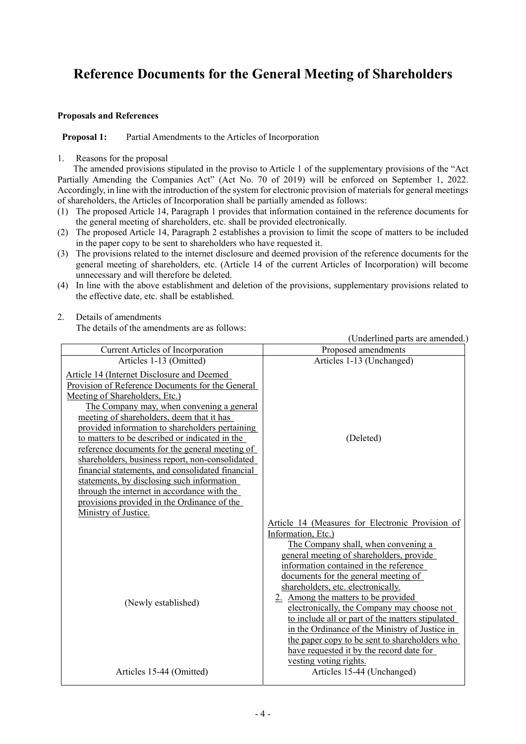# Reference Documents for the General Meeting of Shareholders

**Proposals and References**

**Proposal 1:** Partial Amendments to the Articles of Incorporation

1. Reasons for the proposal

   The amended provisions stipulated in the proviso to Article 1 of the supplementary provisions of the "Act Partially Amending the Companies Act" (Act No. 70 of 2019) will be enforced on September 1, 2022. Accordingly, in line with the introduction of the system for electronic provision of materials for general meetings of shareholders, the Articles of Incorporation shall be partially amended as follows:

(1) The proposed Article 14, Paragraph 1 provides that information contained in the reference documents for the general meeting of shareholders, etc. shall be provided electronically.
(2) The proposed Article 14, Paragraph 2 establishes a provision to limit the scope of matters to be included in the paper copy to be sent to shareholders who have requested it.
(3) The provisions related to the internet disclosure and deemed provision of the reference documents for the general meeting of shareholders, etc. (Article 14 of the current Articles of Incorporation) will become unnecessary and will therefore be deleted.
(4) In line with the above establishment and deletion of the provisions, supplementary provisions related to the effective date, etc. shall be established.

2. Details of amendments

   The details of the amendments are as follows:

(Underlined parts are amended.)

| Current Articles of Incorporation | Proposed amendments |
|---|---|
| Articles 1-13 (Omitted) | Articles 1-13 (Unchanged) |
| <u>Article 14 (Internet Disclosure and Deemed Provision of Reference Documents for the General Meeting of Shareholders, Etc.)</u><br><u>The Company may, when convening a general meeting of shareholders, deem that it has provided information to shareholders pertaining to matters to be described or indicated in the reference documents for the general meeting of shareholders, business report, non-consolidated financial statements, and consolidated financial statements, by disclosing such information through the internet in accordance with the provisions provided in the Ordinance of the Ministry of Justice.</u> | (Deleted) |
| (Newly established) | <u>Article 14 (Measures for Electronic Provision of Information, Etc.)</u><br><u>The Company shall, when convening a general meeting of shareholders, provide information contained in the reference documents for the general meeting of shareholders, etc. electronically.</u><br><u>2. Among the matters to be provided electronically, the Company may choose not to include all or part of the matters stipulated in the Ordinance of the Ministry of Justice in the paper copy to be sent to shareholders who have requested it by the record date for vesting voting rights.</u> |
| Articles 15-44 (Omitted) | Articles 15-44 (Unchanged) |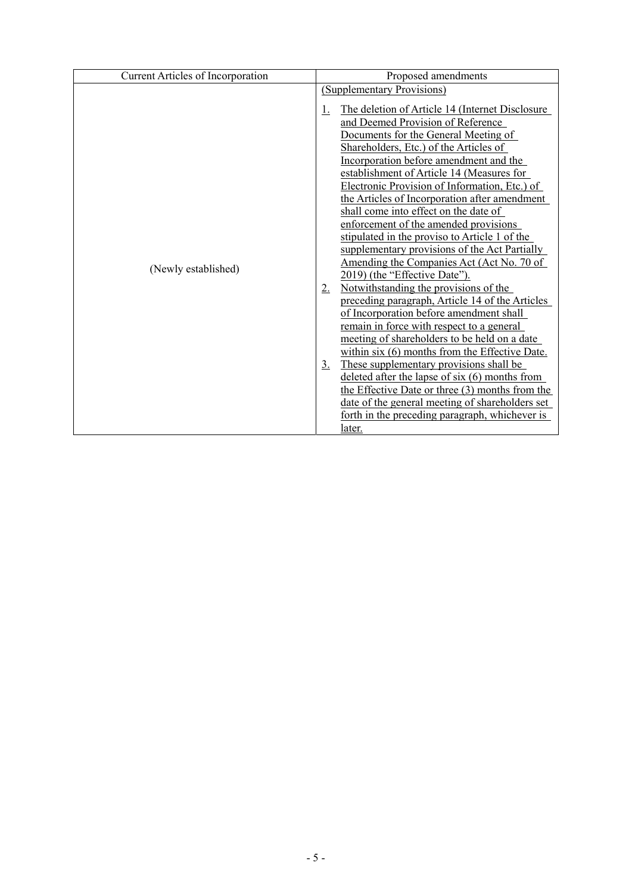| Current Articles of Incorporation | Proposed amendments |
| --- | --- |
| (Newly established) | (Supplementary Provisions)<br>1. The deletion of Article 14 (Internet Disclosure and Deemed Provision of Reference Documents for the General Meeting of Shareholders, Etc.) of the Articles of Incorporation before amendment and the establishment of Article 14 (Measures for Electronic Provision of Information, Etc.) of the Articles of Incorporation after amendment shall come into effect on the date of enforcement of the amended provisions stipulated in the proviso to Article 1 of the supplementary provisions of the Act Partially Amending the Companies Act (Act No. 70 of 2019) (the "Effective Date").<br>2. Notwithstanding the provisions of the preceding paragraph, Article 14 of the Articles of Incorporation before amendment shall remain in force with respect to a general meeting of shareholders to be held on a date within six (6) months from the Effective Date.<br>3. These supplementary provisions shall be deleted after the lapse of six (6) months from the Effective Date or three (3) months from the date of the general meeting of shareholders set forth in the preceding paragraph, whichever is later. |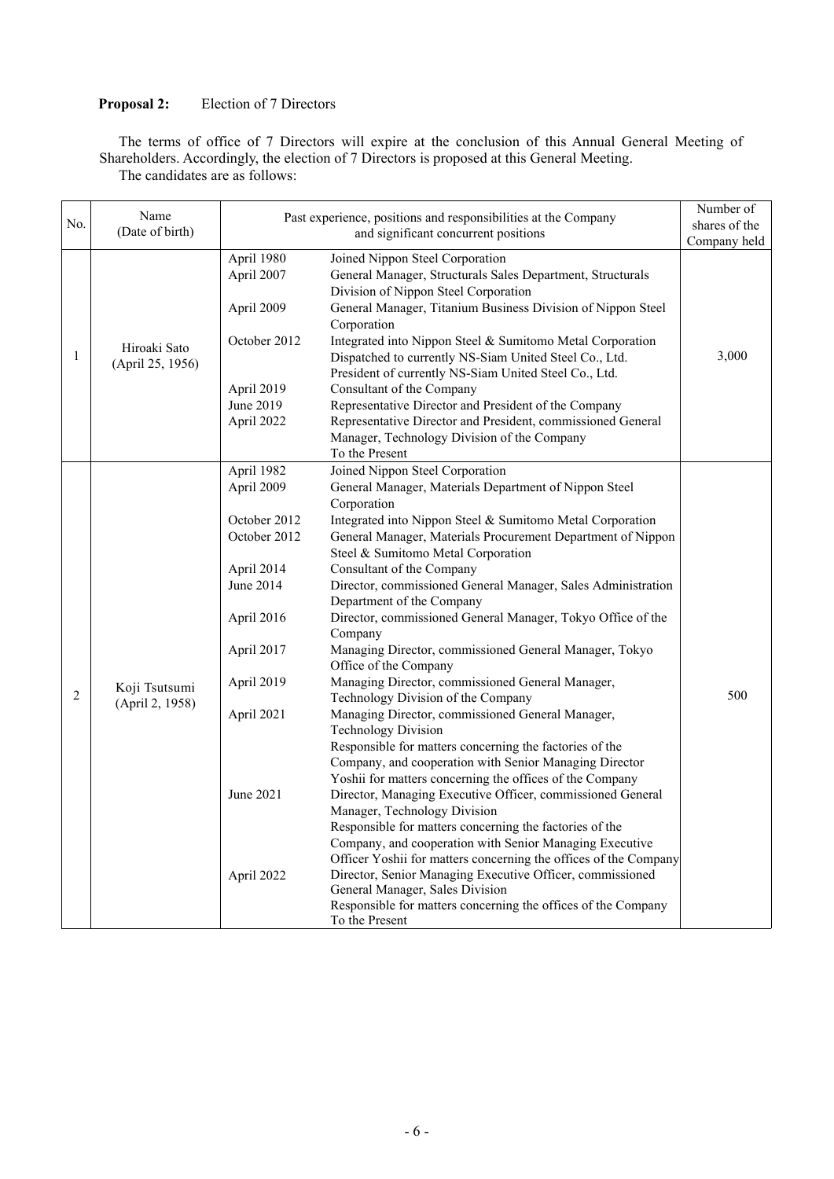**Proposal 2:** Election of 7 Directors

The terms of office of 7 Directors will expire at the conclusion of this Annual General Meeting of Shareholders. Accordingly, the election of 7 Directors is proposed at this General Meeting.

The candidates are as follows:

| No. | Name (Date of birth) | Past experience, positions and responsibilities at the Company and significant concurrent positions | | Number of shares of the Company held |
|---|---|---|---|---|
| 1 | Hiroaki Sato (April 25, 1956) | April 1980 | Joined Nippon Steel Corporation | 3,000 |
| | | April 2007 | General Manager, Structurals Sales Department, Structurals Division of Nippon Steel Corporation | |
| | | April 2009 | General Manager, Titanium Business Division of Nippon Steel Corporation | |
| | | October 2012 | Integrated into Nippon Steel & Sumitomo Metal Corporation<br>Dispatched to currently NS-Siam United Steel Co., Ltd.<br>President of currently NS-Siam United Steel Co., Ltd. | |
| | | April 2019 | Consultant of the Company | |
| | | June 2019 | Representative Director and President of the Company | |
| | | April 2022 | Representative Director and President, commissioned General Manager, Technology Division of the Company<br>To the Present | |
| 2 | Koji Tsutsumi (April 2, 1958) | April 1982 | Joined Nippon Steel Corporation | 500 |
| | | April 2009 | General Manager, Materials Department of Nippon Steel Corporation | |
| | | October 2012 | Integrated into Nippon Steel & Sumitomo Metal Corporation | |
| | | October 2012 | General Manager, Materials Procurement Department of Nippon Steel & Sumitomo Metal Corporation | |
| | | April 2014 | Consultant of the Company | |
| | | June 2014 | Director, commissioned General Manager, Sales Administration Department of the Company | |
| | | April 2016 | Director, commissioned General Manager, Tokyo Office of the Company | |
| | | April 2017 | Managing Director, commissioned General Manager, Tokyo Office of the Company | |
| | | April 2019 | Managing Director, commissioned General Manager, Technology Division of the Company | |
| | | April 2021 | Managing Director, commissioned General Manager, Technology Division<br>Responsible for matters concerning the factories of the Company, and cooperation with Senior Managing Director Yoshii for matters concerning the offices of the Company | |
| | | June 2021 | Director, Managing Executive Officer, commissioned General Manager, Technology Division<br>Responsible for matters concerning the factories of the Company, and cooperation with Senior Managing Executive Officer Yoshii for matters concerning the offices of the Company | |
| | | April 2022 | Director, Senior Managing Executive Officer, commissioned General Manager, Sales Division<br>Responsible for matters concerning the offices of the Company<br>To the Present | |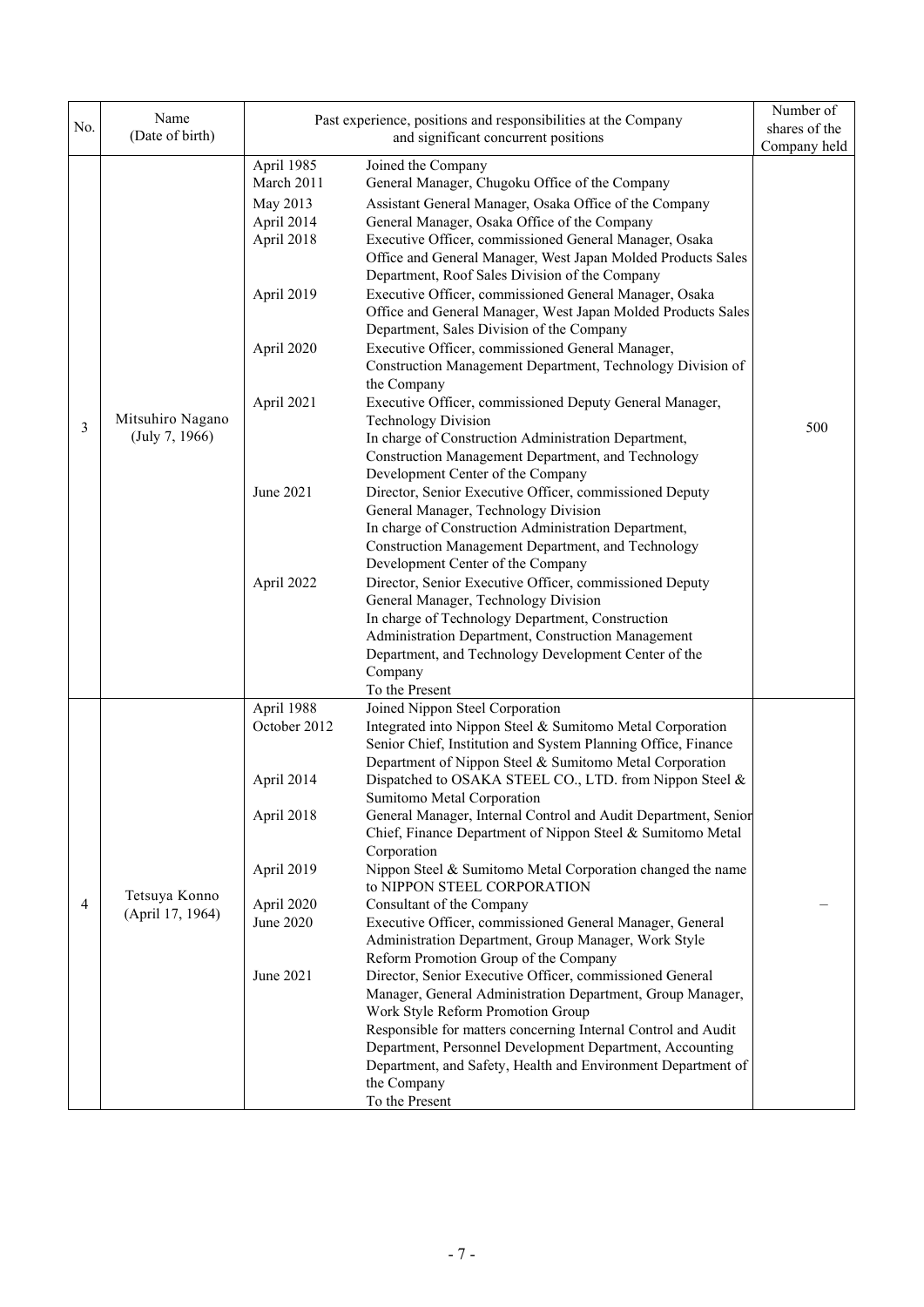| No. | Name (Date of birth) | Past experience, positions and responsibilities at the Company and significant concurrent positions | | Number of shares of the Company held |
|---|---|---|---|---|
| 3 | Mitsuhiro Nagano (July 7, 1966) | April 1985 | Joined the Company | 500 |
| | | March 2011 | General Manager, Chugoku Office of the Company | |
| | | May 2013 | Assistant General Manager, Osaka Office of the Company | |
| | | April 2014 | General Manager, Osaka Office of the Company | |
| | | April 2018 | Executive Officer, commissioned General Manager, Osaka Office and General Manager, West Japan Molded Products Sales Department, Roof Sales Division of the Company | |
| | | April 2019 | Executive Officer, commissioned General Manager, Osaka Office and General Manager, West Japan Molded Products Sales Department, Sales Division of the Company | |
| | | April 2020 | Executive Officer, commissioned General Manager, Construction Management Department, Technology Division of the Company | |
| | | April 2021 | Executive Officer, commissioned Deputy General Manager, Technology Division<br>In charge of Construction Administration Department, Construction Management Department, and Technology Development Center of the Company | |
| | | June 2021 | Director, Senior Executive Officer, commissioned Deputy General Manager, Technology Division<br>In charge of Construction Administration Department, Construction Management Department, and Technology Development Center of the Company | |
| | | April 2022 | Director, Senior Executive Officer, commissioned Deputy General Manager, Technology Division<br>In charge of Technology Department, Construction Administration Department, Construction Management Department, and Technology Development Center of the Company<br>To the Present | |
| 4 | Tetsuya Konno (April 17, 1964) | April 1988 | Joined Nippon Steel Corporation | – |
| | | October 2012 | Integrated into Nippon Steel & Sumitomo Metal Corporation<br>Senior Chief, Institution and System Planning Office, Finance Department of Nippon Steel & Sumitomo Metal Corporation | |
| | | April 2014 | Dispatched to OSAKA STEEL CO., LTD. from Nippon Steel & Sumitomo Metal Corporation | |
| | | April 2018 | General Manager, Internal Control and Audit Department, Senior Chief, Finance Department of Nippon Steel & Sumitomo Metal Corporation | |
| | | April 2019 | Nippon Steel & Sumitomo Metal Corporation changed the name to NIPPON STEEL CORPORATION | |
| | | April 2020 | Consultant of the Company | |
| | | June 2020 | Executive Officer, commissioned General Manager, General Administration Department, Group Manager, Work Style Reform Promotion Group of the Company | |
| | | June 2021 | Director, Senior Executive Officer, commissioned General Manager, General Administration Department, Group Manager, Work Style Reform Promotion Group<br>Responsible for matters concerning Internal Control and Audit Department, Personnel Development Department, Accounting Department, and Safety, Health and Environment Department of the Company<br>To the Present | |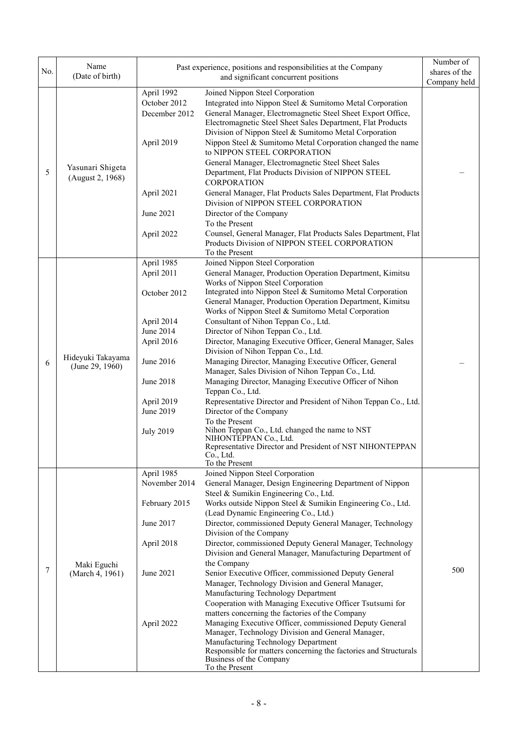| No. | Name (Date of birth) | Past experience, positions and responsibilities at the Company and significant concurrent positions | | Number of shares of the Company held |
|---|---|---|---|---|
| 5 | Yasunari Shigeta (August 2, 1968) | April 1992<br>October 2012<br>December 2012<br><br><br>April 2019<br><br><br><br><br>April 2021<br><br>June 2021<br><br>April 2022 | Joined Nippon Steel Corporation<br>Integrated into Nippon Steel & Sumitomo Metal Corporation<br>General Manager, Electromagnetic Steel Sheet Export Office, Electromagnetic Steel Sheet Sales Department, Flat Products Division of Nippon Steel & Sumitomo Metal Corporation<br>Nippon Steel & Sumitomo Metal Corporation changed the name to NIPPON STEEL CORPORATION<br>General Manager, Electromagnetic Steel Sheet Sales Department, Flat Products Division of NIPPON STEEL CORPORATION<br>General Manager, Flat Products Sales Department, Flat Products Division of NIPPON STEEL CORPORATION<br>Director of the Company<br>To the Present<br>Counsel, General Manager, Flat Products Sales Department, Flat Products Division of NIPPON STEEL CORPORATION<br>To the Present | – |
| 6 | Hideyuki Takayama (June 29, 1960) | April 1985<br>April 2011<br><br>October 2012<br><br><br>April 2014<br>June 2014<br>April 2016<br><br>June 2016<br><br>June 2018<br><br>April 2019<br>June 2019<br><br>July 2019 | Joined Nippon Steel Corporation<br>General Manager, Production Operation Department, Kimitsu Works of Nippon Steel Corporation<br>Integrated into Nippon Steel & Sumitomo Metal Corporation<br>General Manager, Production Operation Department, Kimitsu Works of Nippon Steel & Sumitomo Metal Corporation<br>Consultant of Nihon Teppan Co., Ltd.<br>Director of Nihon Teppan Co., Ltd.<br>Director, Managing Executive Officer, General Manager, Sales Division of Nihon Teppan Co., Ltd.<br>Managing Director, Managing Executive Officer, General Manager, Sales Division of Nihon Teppan Co., Ltd.<br>Managing Director, Managing Executive Officer of Nihon Teppan Co., Ltd.<br>Representative Director and President of Nihon Teppan Co., Ltd.<br>Director of the Company<br>To the Present<br>Nihon Teppan Co., Ltd. changed the name to NST NIHONTEPPAN Co., Ltd.<br>Representative Director and President of NST NIHONTEPPAN Co., Ltd.<br>To the Present | – |
| 7 | Maki Eguchi (March 4, 1961) | April 1985<br>November 2014<br><br>February 2015<br><br>June 2017<br><br>April 2018<br><br><br>June 2021<br><br><br><br><br>April 2022 | Joined Nippon Steel Corporation<br>General Manager, Design Engineering Department of Nippon Steel & Sumikin Engineering Co., Ltd.<br>Works outside Nippon Steel & Sumikin Engineering Co., Ltd. (Lead Dynamic Engineering Co., Ltd.)<br>Director, commissioned Deputy General Manager, Technology Division of the Company<br>Director, commissioned Deputy General Manager, Technology Division and General Manager, Manufacturing Department of the Company<br>Senior Executive Officer, commissioned Deputy General Manager, Technology Division and General Manager, Manufacturing Technology Department<br>Cooperation with Managing Executive Officer Tsutsumi for matters concerning the factories of the Company<br>Managing Executive Officer, commissioned Deputy General Manager, Technology Division and General Manager, Manufacturing Technology Department<br>Responsible for matters concerning the factories and Structurals Business of the Company<br>To the Present | 500 |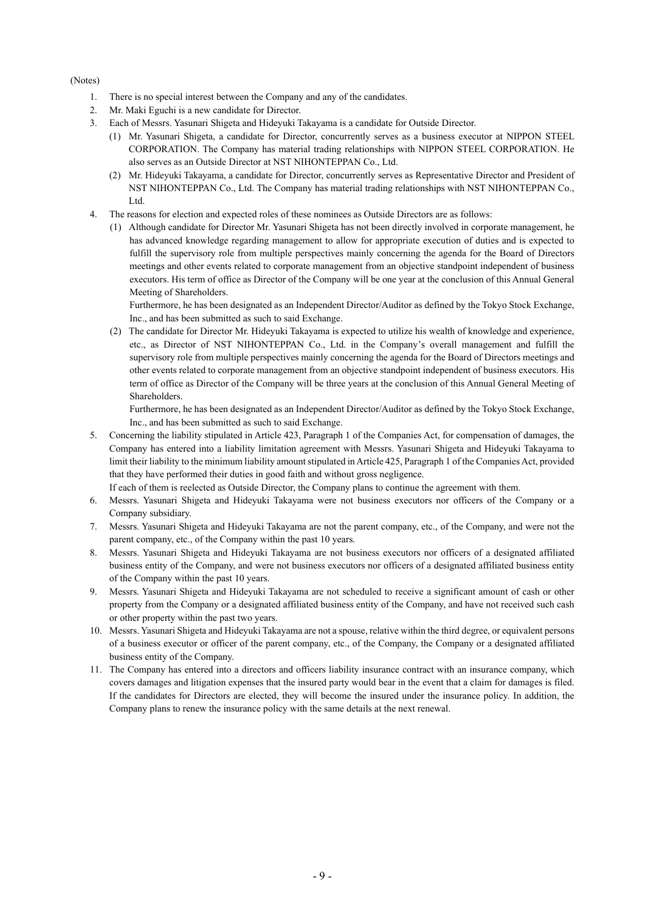(Notes)

1. There is no special interest between the Company and any of the candidates.
2. Mr. Maki Eguchi is a new candidate for Director.
3. Each of Messrs. Yasunari Shigeta and Hideyuki Takayama is a candidate for Outside Director.
   (1) Mr. Yasunari Shigeta, a candidate for Director, concurrently serves as a business executor at NIPPON STEEL CORPORATION. The Company has material trading relationships with NIPPON STEEL CORPORATION. He also serves as an Outside Director at NST NIHONTEPPAN Co., Ltd.
   (2) Mr. Hideyuki Takayama, a candidate for Director, concurrently serves as Representative Director and President of NST NIHONTEPPAN Co., Ltd. The Company has material trading relationships with NST NIHONTEPPAN Co., Ltd.
4. The reasons for election and expected roles of these nominees as Outside Directors are as follows:
   (1) Although candidate for Director Mr. Yasunari Shigeta has not been directly involved in corporate management, he has advanced knowledge regarding management to allow for appropriate execution of duties and is expected to fulfill the supervisory role from multiple perspectives mainly concerning the agenda for the Board of Directors meetings and other events related to corporate management from an objective standpoint independent of business executors. His term of office as Director of the Company will be one year at the conclusion of this Annual General Meeting of Shareholders.
   
   Furthermore, he has been designated as an Independent Director/Auditor as defined by the Tokyo Stock Exchange, Inc., and has been submitted as such to said Exchange.
   (2) The candidate for Director Mr. Hideyuki Takayama is expected to utilize his wealth of knowledge and experience, etc., as Director of NST NIHONTEPPAN Co., Ltd. in the Company's overall management and fulfill the supervisory role from multiple perspectives mainly concerning the agenda for the Board of Directors meetings and other events related to corporate management from an objective standpoint independent of business executors. His term of office as Director of the Company will be three years at the conclusion of this Annual General Meeting of Shareholders.
   
   Furthermore, he has been designated as an Independent Director/Auditor as defined by the Tokyo Stock Exchange, Inc., and has been submitted as such to said Exchange.
5. Concerning the liability stipulated in Article 423, Paragraph 1 of the Companies Act, for compensation of damages, the Company has entered into a liability limitation agreement with Messrs. Yasunari Shigeta and Hideyuki Takayama to limit their liability to the minimum liability amount stipulated in Article 425, Paragraph 1 of the Companies Act, provided that they have performed their duties in good faith and without gross negligence.
   
   If each of them is reelected as Outside Director, the Company plans to continue the agreement with them.
6. Messrs. Yasunari Shigeta and Hideyuki Takayama were not business executors nor officers of the Company or a Company subsidiary.
7. Messrs. Yasunari Shigeta and Hideyuki Takayama are not the parent company, etc., of the Company, and were not the parent company, etc., of the Company within the past 10 years.
8. Messrs. Yasunari Shigeta and Hideyuki Takayama are not business executors nor officers of a designated affiliated business entity of the Company, and were not business executors nor officers of a designated affiliated business entity of the Company within the past 10 years.
9. Messrs. Yasunari Shigeta and Hideyuki Takayama are not scheduled to receive a significant amount of cash or other property from the Company or a designated affiliated business entity of the Company, and have not received such cash or other property within the past two years.
10. Messrs. Yasunari Shigeta and Hideyuki Takayama are not a spouse, relative within the third degree, or equivalent persons of a business executor or officer of the parent company, etc., of the Company, the Company or a designated affiliated business entity of the Company.
11. The Company has entered into a directors and officers liability insurance contract with an insurance company, which covers damages and litigation expenses that the insured party would bear in the event that a claim for damages is filed. If the candidates for Directors are elected, they will become the insured under the insurance policy. In addition, the Company plans to renew the insurance policy with the same details at the next renewal.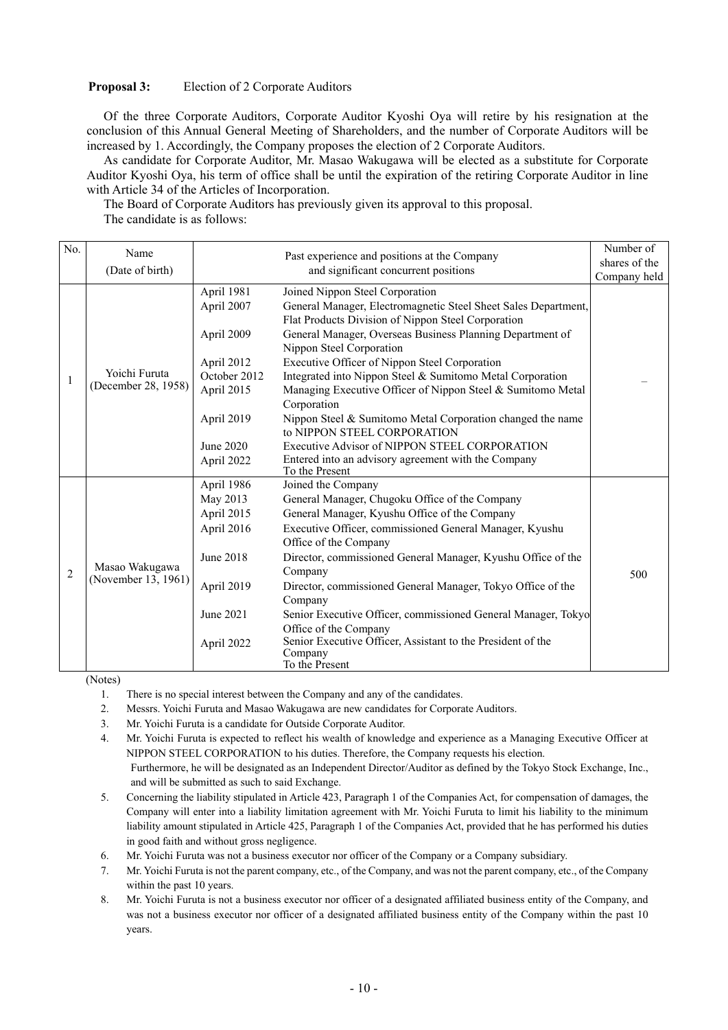**Proposal 3:** Election of 2 Corporate Auditors

Of the three Corporate Auditors, Corporate Auditor Kyoshi Oya will retire by his resignation at the conclusion of this Annual General Meeting of Shareholders, and the number of Corporate Auditors will be increased by 1. Accordingly, the Company proposes the election of 2 Corporate Auditors.

As candidate for Corporate Auditor, Mr. Masao Wakugawa will be elected as a substitute for Corporate Auditor Kyoshi Oya, his term of office shall be until the expiration of the retiring Corporate Auditor in line with Article 34 of the Articles of Incorporation.

The Board of Corporate Auditors has previously given its approval to this proposal.

The candidate is as follows:

| No. | Name (Date of birth) | Past experience and positions at the Company and significant concurrent positions | | Number of shares of the Company held |
|---|---|---|---|---|
| 1 | Yoichi Furuta (December 28, 1958) | April 1981 | Joined Nippon Steel Corporation | – |
| | | April 2007 | General Manager, Electromagnetic Steel Sheet Sales Department, Flat Products Division of Nippon Steel Corporation | |
| | | April 2009 | General Manager, Overseas Business Planning Department of Nippon Steel Corporation | |
| | | April 2012 | Executive Officer of Nippon Steel Corporation | |
| | | October 2012 | Integrated into Nippon Steel & Sumitomo Metal Corporation | |
| | | April 2015 | Managing Executive Officer of Nippon Steel & Sumitomo Metal Corporation | |
| | | April 2019 | Nippon Steel & Sumitomo Metal Corporation changed the name to NIPPON STEEL CORPORATION | |
| | | June 2020 | Executive Advisor of NIPPON STEEL CORPORATION | |
| | | April 2022 | Entered into an advisory agreement with the Company<br>To the Present | |
| 2 | Masao Wakugawa (November 13, 1961) | April 1986 | Joined the Company | 500 |
| | | May 2013 | General Manager, Chugoku Office of the Company | |
| | | April 2015 | General Manager, Kyushu Office of the Company | |
| | | April 2016 | Executive Officer, commissioned General Manager, Kyushu Office of the Company | |
| | | June 2018 | Director, commissioned General Manager, Kyushu Office of the Company | |
| | | April 2019 | Director, commissioned General Manager, Tokyo Office of the Company | |
| | | June 2021 | Senior Executive Officer, commissioned General Manager, Tokyo Office of the Company | |
| | | April 2022 | Senior Executive Officer, Assistant to the President of the Company<br>To the Present | |

(Notes)

1. There is no special interest between the Company and any of the candidates.
2. Messrs. Yoichi Furuta and Masao Wakugawa are new candidates for Corporate Auditors.
3. Mr. Yoichi Furuta is a candidate for Outside Corporate Auditor.
4. Mr. Yoichi Furuta is expected to reflect his wealth of knowledge and experience as a Managing Executive Officer at NIPPON STEEL CORPORATION to his duties. Therefore, the Company requests his election.
   Furthermore, he will be designated as an Independent Director/Auditor as defined by the Tokyo Stock Exchange, Inc., and will be submitted as such to said Exchange.
5. Concerning the liability stipulated in Article 423, Paragraph 1 of the Companies Act, for compensation of damages, the Company will enter into a liability limitation agreement with Mr. Yoichi Furuta to limit his liability to the minimum liability amount stipulated in Article 425, Paragraph 1 of the Companies Act, provided that he has performed his duties in good faith and without gross negligence.
6. Mr. Yoichi Furuta was not a business executor nor officer of the Company or a Company subsidiary.
7. Mr. Yoichi Furuta is not the parent company, etc., of the Company, and was not the parent company, etc., of the Company within the past 10 years.
8. Mr. Yoichi Furuta is not a business executor nor officer of a designated affiliated business entity of the Company, and was not a business executor nor officer of a designated affiliated business entity of the Company within the past 10 years.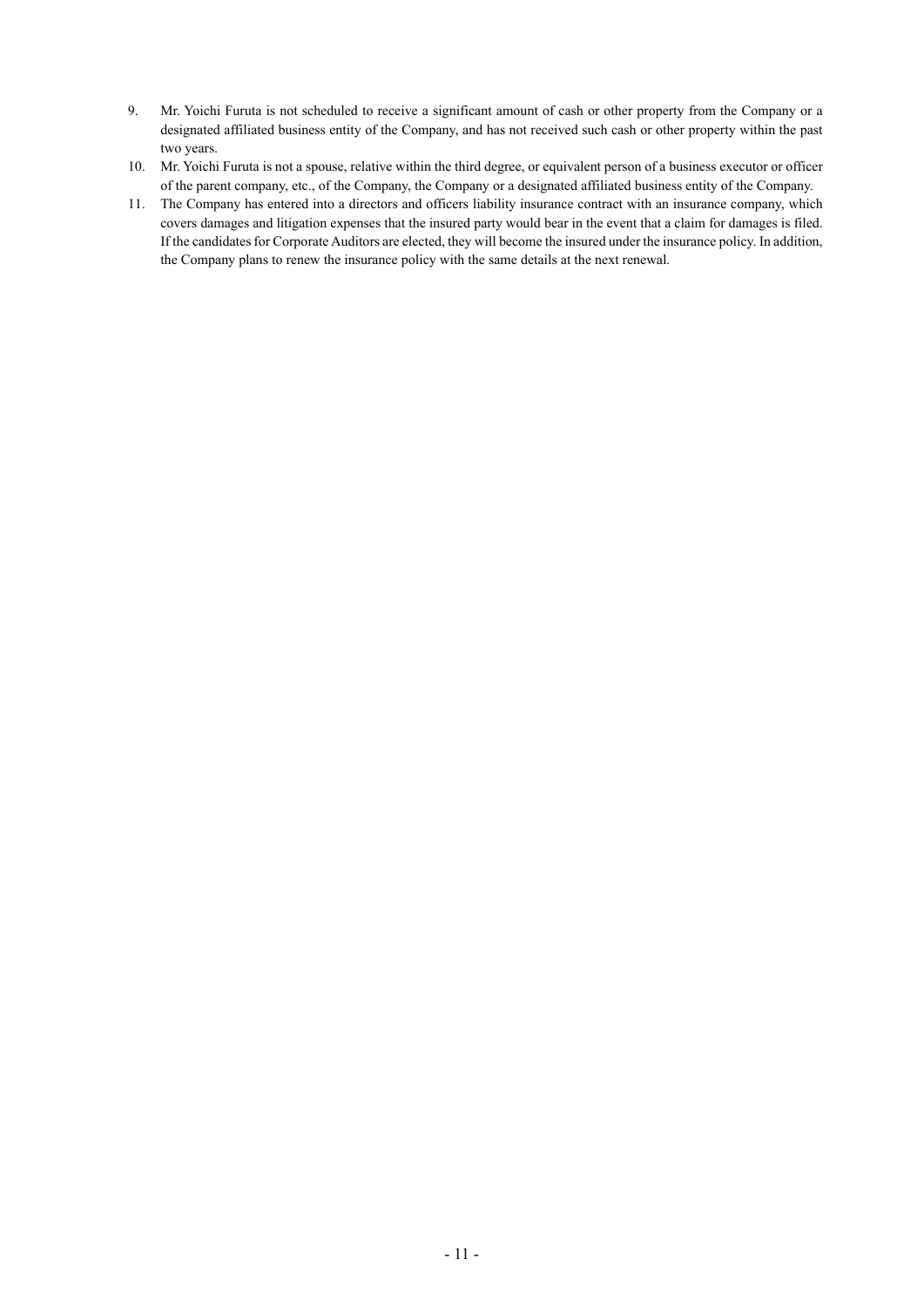9. Mr. Yoichi Furuta is not scheduled to receive a significant amount of cash or other property from the Company or a designated affiliated business entity of the Company, and has not received such cash or other property within the past two years.
10. Mr. Yoichi Furuta is not a spouse, relative within the third degree, or equivalent person of a business executor or officer of the parent company, etc., of the Company, the Company or a designated affiliated business entity of the Company.
11. The Company has entered into a directors and officers liability insurance contract with an insurance company, which covers damages and litigation expenses that the insured party would bear in the event that a claim for damages is filed. If the candidates for Corporate Auditors are elected, they will become the insured under the insurance policy. In addition, the Company plans to renew the insurance policy with the same details at the next renewal.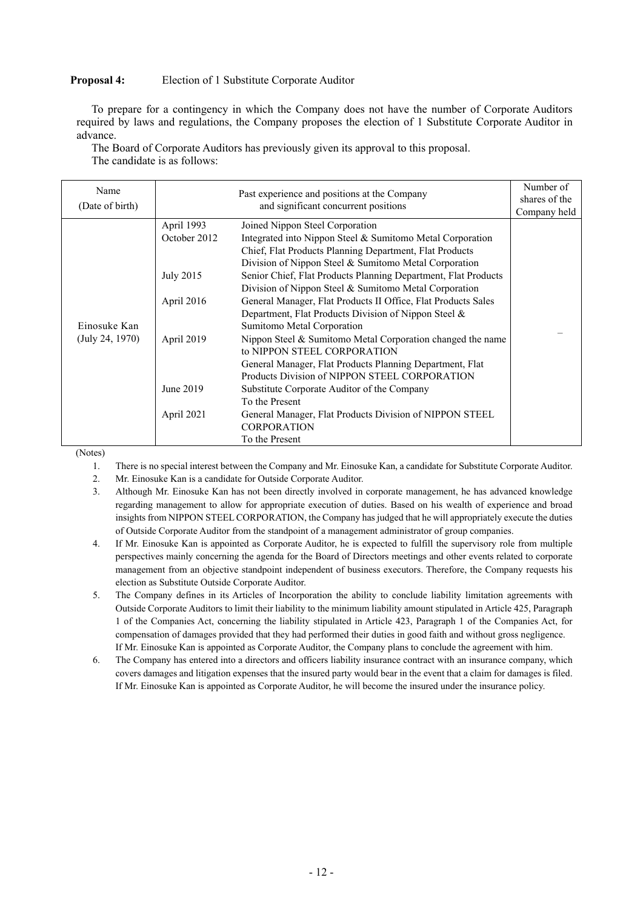**Proposal 4:** Election of 1 Substitute Corporate Auditor

To prepare for a contingency in which the Company does not have the number of Corporate Auditors required by laws and regulations, the Company proposes the election of 1 Substitute Corporate Auditor in advance.

The Board of Corporate Auditors has previously given its approval to this proposal.

The candidate is as follows:

| Name (Date of birth) | Past experience and positions at the Company and significant concurrent positions | | Number of shares of the Company held |
|---|---|---|---|
| Einosuke Kan (July 24, 1970) | April 1993 | Joined Nippon Steel Corporation | – |
| | October 2012 | Integrated into Nippon Steel & Sumitomo Metal Corporation<br>Chief, Flat Products Planning Department, Flat Products Division of Nippon Steel & Sumitomo Metal Corporation | |
| | July 2015 | Senior Chief, Flat Products Planning Department, Flat Products Division of Nippon Steel & Sumitomo Metal Corporation | |
| | April 2016 | General Manager, Flat Products II Office, Flat Products Sales Department, Flat Products Division of Nippon Steel & Sumitomo Metal Corporation | |
| | April 2019 | Nippon Steel & Sumitomo Metal Corporation changed the name to NIPPON STEEL CORPORATION<br>General Manager, Flat Products Planning Department, Flat Products Division of NIPPON STEEL CORPORATION | |
| | June 2019 | Substitute Corporate Auditor of the Company<br>To the Present | |
| | April 2021 | General Manager, Flat Products Division of NIPPON STEEL CORPORATION<br>To the Present | |

(Notes)

1. There is no special interest between the Company and Mr. Einosuke Kan, a candidate for Substitute Corporate Auditor.
2. Mr. Einosuke Kan is a candidate for Outside Corporate Auditor.
3. Although Mr. Einosuke Kan has not been directly involved in corporate management, he has advanced knowledge regarding management to allow for appropriate execution of duties. Based on his wealth of experience and broad insights from NIPPON STEEL CORPORATION, the Company has judged that he will appropriately execute the duties of Outside Corporate Auditor from the standpoint of a management administrator of group companies.
4. If Mr. Einosuke Kan is appointed as Corporate Auditor, he is expected to fulfill the supervisory role from multiple perspectives mainly concerning the agenda for the Board of Directors meetings and other events related to corporate management from an objective standpoint independent of business executors. Therefore, the Company requests his election as Substitute Outside Corporate Auditor.
5. The Company defines in its Articles of Incorporation the ability to conclude liability limitation agreements with Outside Corporate Auditors to limit their liability to the minimum liability amount stipulated in Article 425, Paragraph 1 of the Companies Act, concerning the liability stipulated in Article 423, Paragraph 1 of the Companies Act, for compensation of damages provided that they had performed their duties in good faith and without gross negligence. If Mr. Einosuke Kan is appointed as Corporate Auditor, the Company plans to conclude the agreement with him.
6. The Company has entered into a directors and officers liability insurance contract with an insurance company, which covers damages and litigation expenses that the insured party would bear in the event that a claim for damages is filed. If Mr. Einosuke Kan is appointed as Corporate Auditor, he will become the insured under the insurance policy.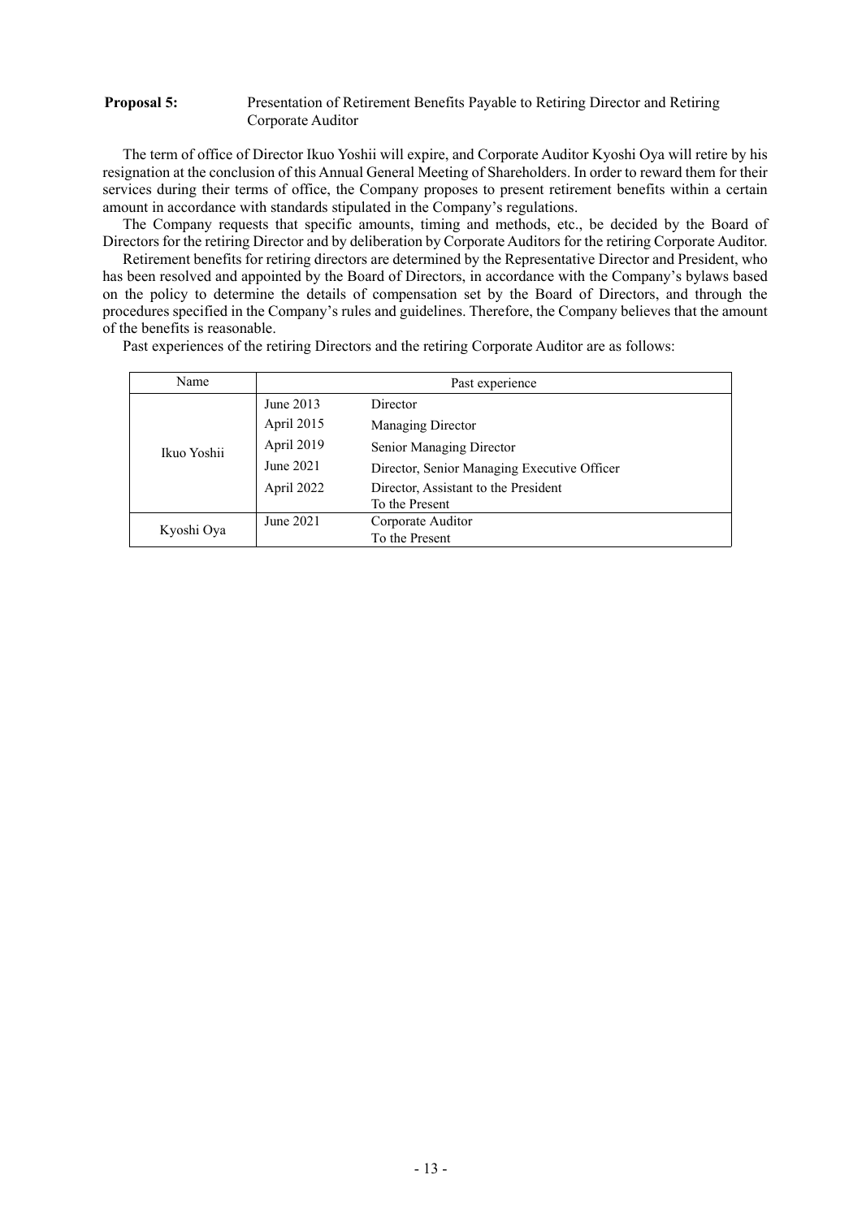**Proposal 5:** Presentation of Retirement Benefits Payable to Retiring Director and Retiring Corporate Auditor

The term of office of Director Ikuo Yoshii will expire, and Corporate Auditor Kyoshi Oya will retire by his resignation at the conclusion of this Annual General Meeting of Shareholders. In order to reward them for their services during their terms of office, the Company proposes to present retirement benefits within a certain amount in accordance with standards stipulated in the Company's regulations.

The Company requests that specific amounts, timing and methods, etc., be decided by the Board of Directors for the retiring Director and by deliberation by Corporate Auditors for the retiring Corporate Auditor.

Retirement benefits for retiring directors are determined by the Representative Director and President, who has been resolved and appointed by the Board of Directors, in accordance with the Company's bylaws based on the policy to determine the details of compensation set by the Board of Directors, and through the procedures specified in the Company's rules and guidelines. Therefore, the Company believes that the amount of the benefits is reasonable.

Past experiences of the retiring Directors and the retiring Corporate Auditor are as follows:

| Name | Past experience | |
|---|---|---|
| Ikuo Yoshii | June 2013 | Director |
| | April 2015 | Managing Director |
| | April 2019 | Senior Managing Director |
| | June 2021 | Director, Senior Managing Executive Officer |
| | April 2022 | Director, Assistant to the President<br>To the Present |
| Kyoshi Oya | June 2021 | Corporate Auditor<br>To the Present |